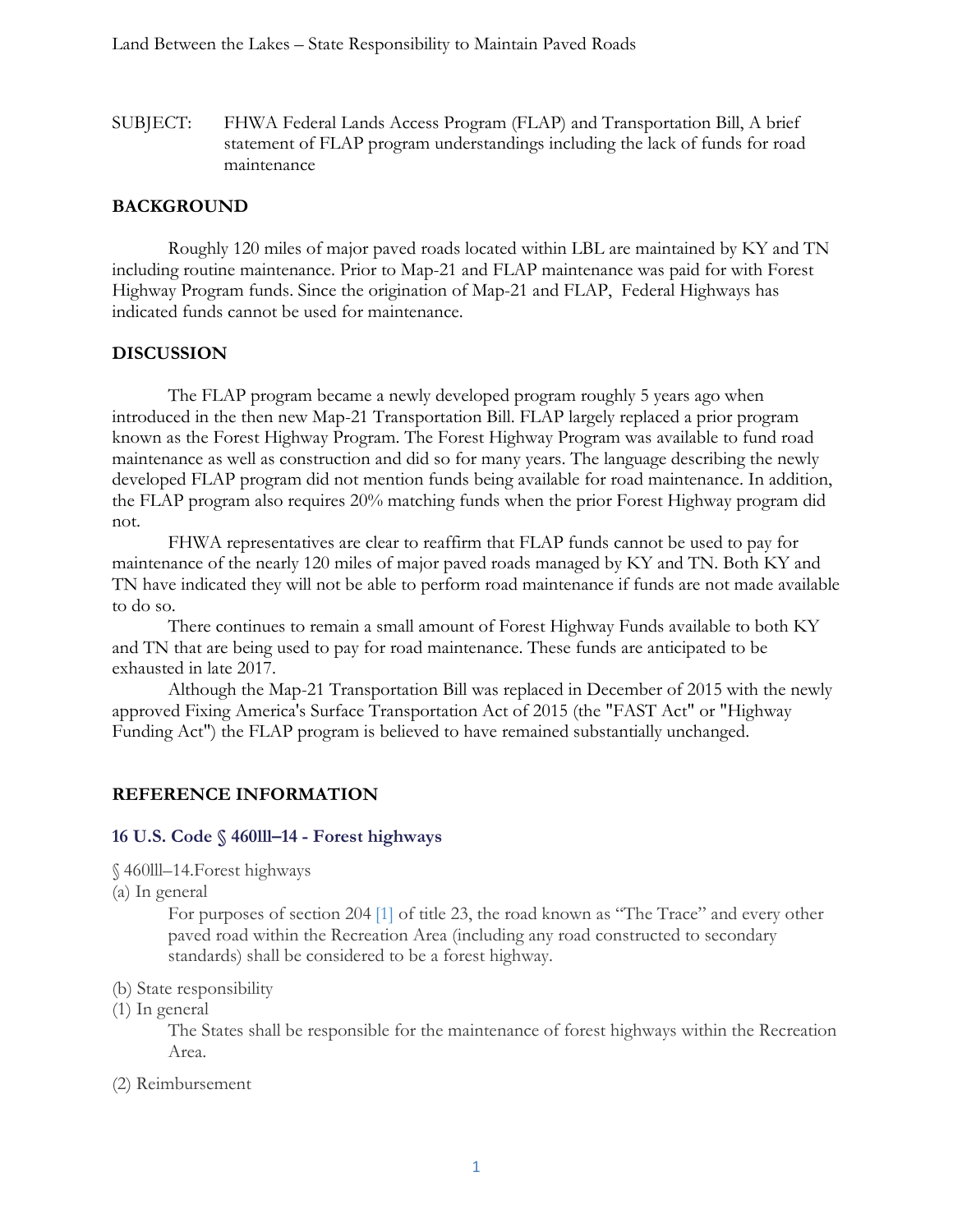Land Between the Lakes – State Responsibility to Maintain Paved Roads

SUBJECT: FHWA Federal Lands Access Program (FLAP) and Transportation Bill, A brief statement of FLAP program understandings including the lack of funds for road maintenance

## BACKGROUND

Roughly 120 miles of major paved roads located within LBL are maintained by KY and TN including routine maintenance. Prior to Map-21 and FLAP maintenance was paid for with Forest Highway Program funds. Since the origination of Map-21 and FLAP, Federal Highways has indicated funds cannot be used for maintenance.

## DISCUSSION

The FLAP program became a newly developed program roughly 5 years ago when introduced in the then new Map-21 Transportation Bill. FLAP largely replaced a prior program known as the Forest Highway Program. The Forest Highway Program was available to fund road maintenance as well as construction and did so for many years. The language describing the newly developed FLAP program did not mention funds being available for road maintenance. In addition, the FLAP program also requires 20% matching funds when the prior Forest Highway program did not.

FHWA representatives are clear to reaffirm that FLAP funds cannot be used to pay for maintenance of the nearly 120 miles of major paved roads managed by KY and TN. Both KY and TN have indicated they will not be able to perform road maintenance if funds are not made available to do so.

There continues to remain a small amount of Forest Highway Funds available to both KY and TN that are being used to pay for road maintenance. These funds are anticipated to be exhausted in late 2017.

Although the Map-21 Transportation Bill was replaced in December of 2015 with the newly approved Fixing America's Surface Transportation Act of 2015 (the "FAST Act" or "Highway Funding Act") the FLAP program is believed to have remained substantially unchanged.

## REFERENCE INFORMATION

### 16 U.S. Code § 460lll–14 - Forest highways

§ 460lll–14.Forest highways

(a) In general

For purposes of section 204 [1] of title 23, the road known as "The Trace" and every other paved road within the Recreation Area (including any road constructed to secondary standards) shall be considered to be a forest highway.

(b) State responsibility

(1) In general

The States shall be responsible for the maintenance of forest highways within the Recreation Area.

(2) Reimbursement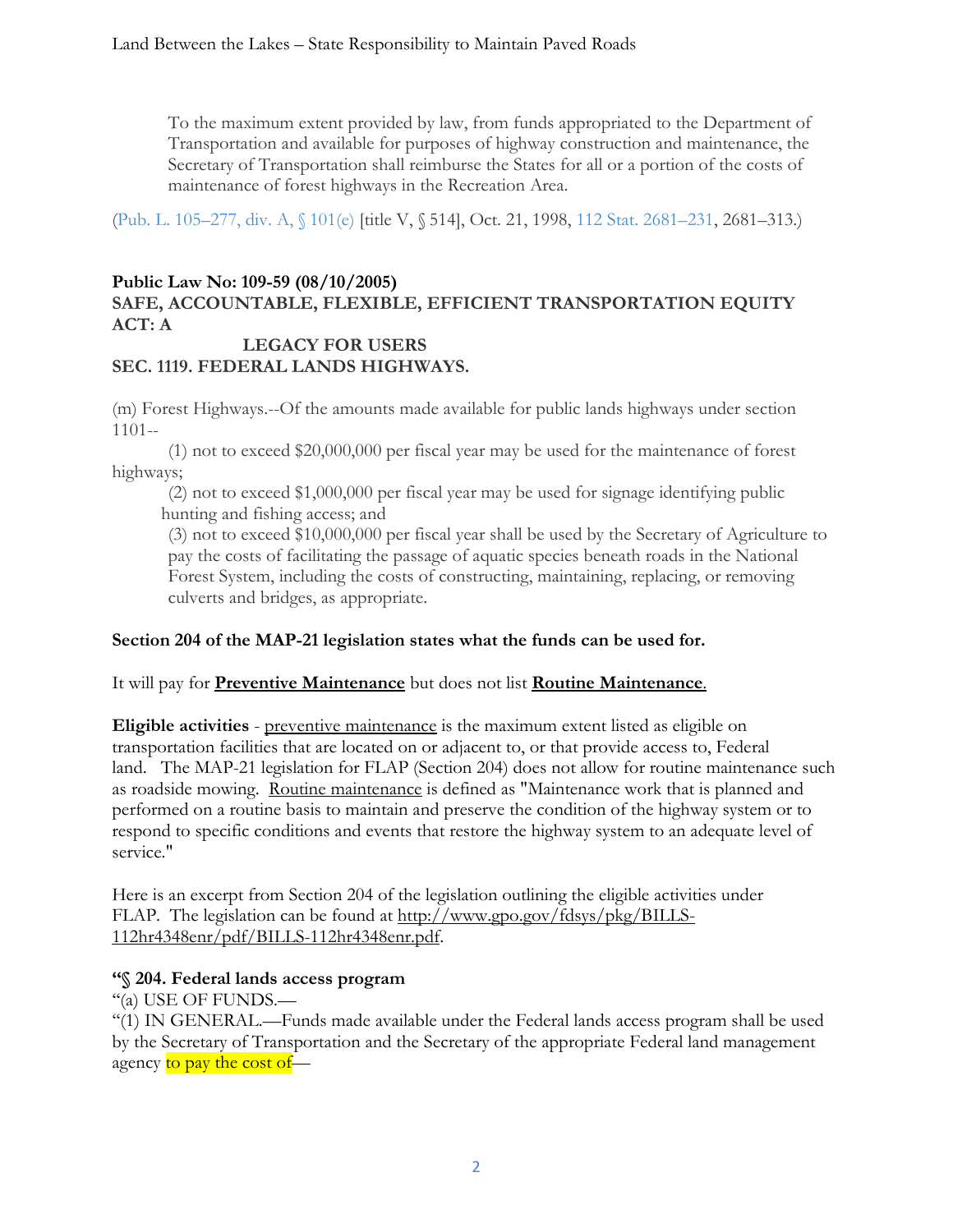> To the maximum extent provided by law, from funds appropriated to the Department of Transportation and available for purposes of highway construction and maintenance, the Secretary of Transportation shall reimburse the States for all or a portion of the costs of maintenance of forest highways in the Recreation Area.

(Pub. L. 105–277, div. A, § 101(e) [title V, § 514], Oct. 21, 1998, 112 Stat. 2681–231, 2681–313.)

**Public Law No: 109-59 (08/10/2005)**
**SAFE, ACCOUNTABLE, FLEXIBLE, EFFICIENT TRANSPORTATION EQUITY ACT: A LEGACY FOR USERS**
**SEC. 1119. FEDERAL LANDS HIGHWAYS.**

(m) Forest Highways.--Of the amounts made available for public lands highways under section 1101--

(1) not to exceed $20,000,000 per fiscal year may be used for the maintenance of forest highways;

(2) not to exceed $1,000,000 per fiscal year may be used for signage identifying public hunting and fishing access; and

(3) not to exceed $10,000,000 per fiscal year shall be used by the Secretary of Agriculture to pay the costs of facilitating the passage of aquatic species beneath roads in the National Forest System, including the costs of constructing, maintaining, replacing, or removing culverts and bridges, as appropriate.

**Section 204 of the MAP-21 legislation states what the funds can be used for.**

It will pay for **Preventive Maintenance** but does not list **Routine Maintenance**.

**Eligible activities** - preventive maintenance is the maximum extent listed as eligible on transportation facilities that are located on or adjacent to, or that provide access to, Federal land. The MAP-21 legislation for FLAP (Section 204) does not allow for routine maintenance such as roadside mowing. Routine maintenance is defined as "Maintenance work that is planned and performed on a routine basis to maintain and preserve the condition of the highway system or to respond to specific conditions and events that restore the highway system to an adequate level of service."

Here is an excerpt from Section 204 of the legislation outlining the eligible activities under FLAP. The legislation can be found at http://www.gpo.gov/fdsys/pkg/BILLS-112hr4348enr/pdf/BILLS-112hr4348enr.pdf.

**"§ 204. Federal lands access program**

"(a) USE OF FUNDS.—

"(1) IN GENERAL.—Funds made available under the Federal lands access program shall be used by the Secretary of Transportation and the Secretary of the appropriate Federal land management agency to pay the cost of—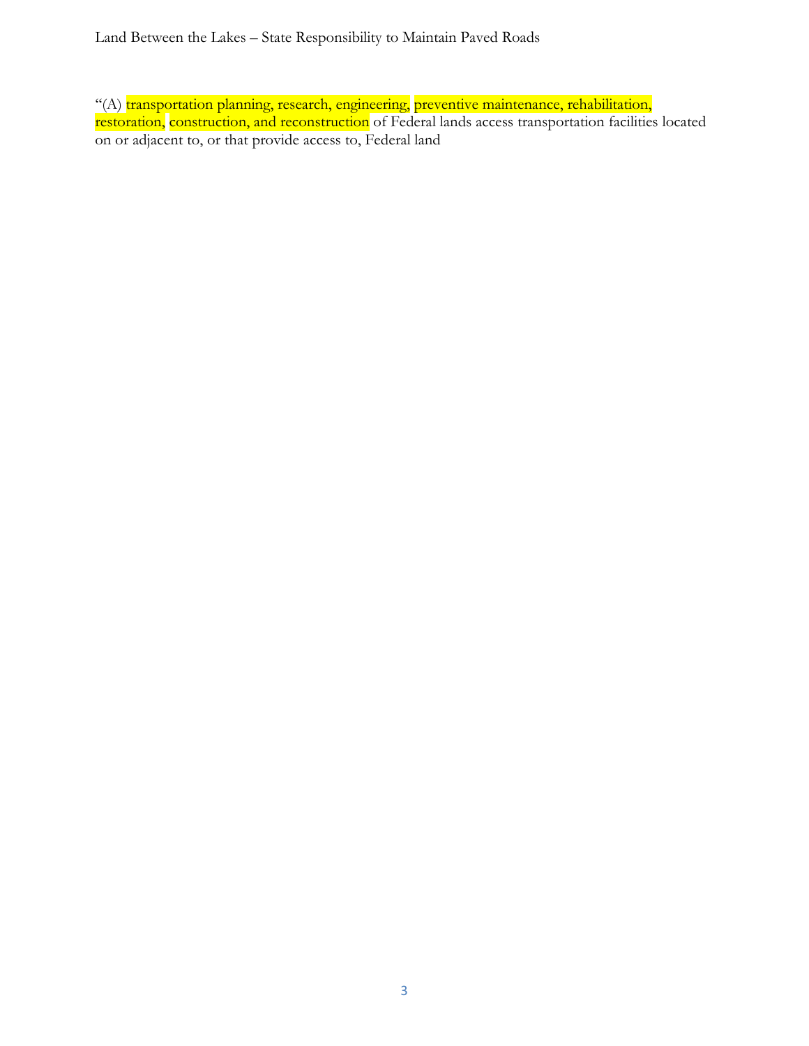"(A) transportation planning, research, engineering, preventive maintenance, rehabilitation, restoration, construction, and reconstruction of Federal lands access transportation facilities located on or adjacent to, or that provide access to, Federal land